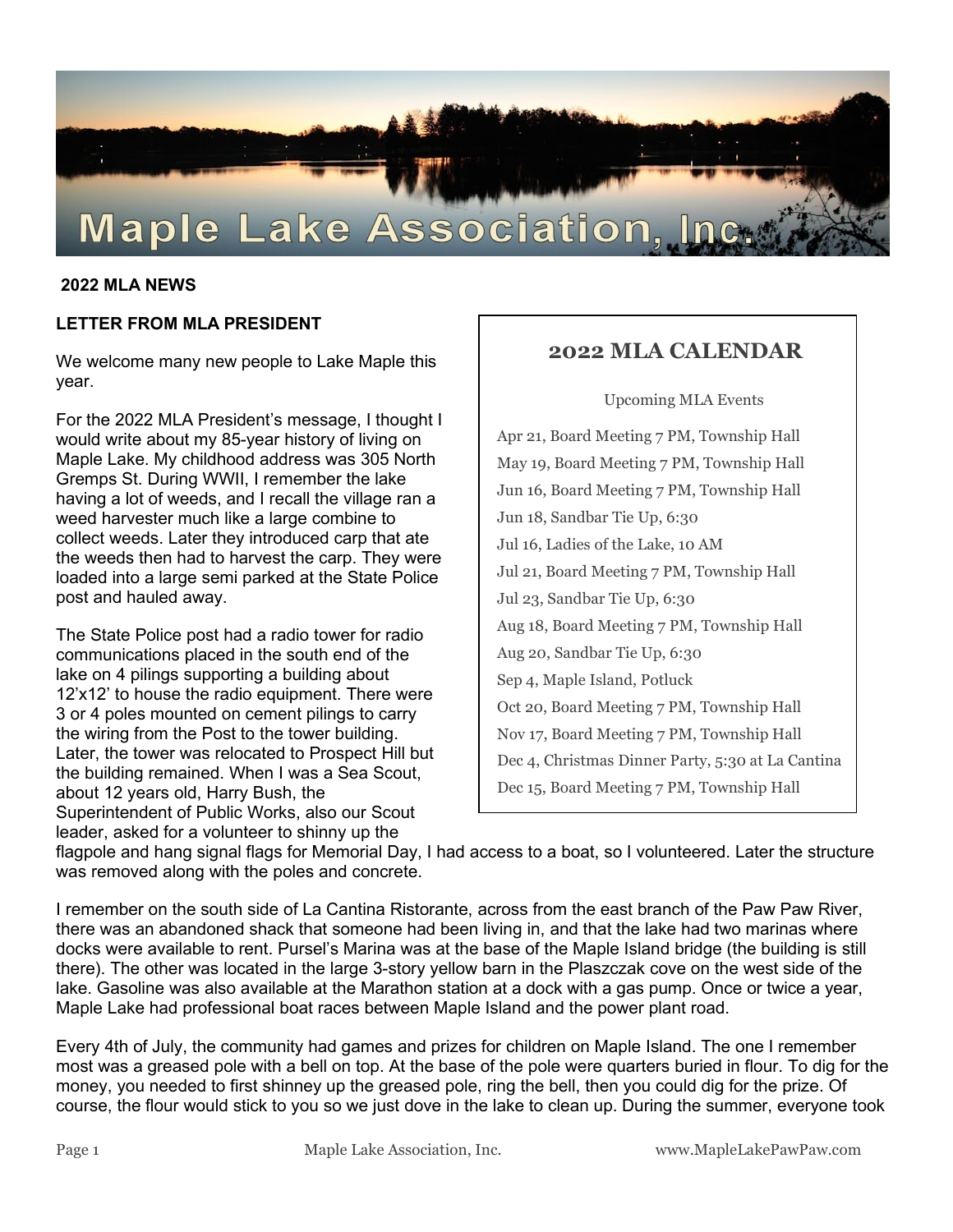# Maple Lake Association, Inc.

**2022 MLA NEWS**

**LETTER FROM MLA PRESIDENT**

We welcome many new people to Lake Maple this year.

For the 2022 MLA President's message, I thought I would write about my 85-year history of living on Maple Lake. My childhood address was 305 North Gremps St. During WWII, I remember the lake having a lot of weeds, and I recall the village ran a weed harvester much like a large combine to collect weeds. Later they introduced carp that ate the weeds then had to harvest the carp. They were loaded into a large semi parked at the State Police post and hauled away.

The State Police post had a radio tower for radio communications placed in the south end of the lake on 4 pilings supporting a building about 12'x12' to house the radio equipment. There were 3 or 4 poles mounted on cement pilings to carry the wiring from the Post to the tower building. Later, the tower was relocated to Prospect Hill but the building remained. When I was a Sea Scout, about 12 years old, Harry Bush, the Superintendent of Public Works, also our Scout leader, asked for a volunteer to shinny up the flagpole and hang signal flags for Memorial Day, I had access to a boat, so I volunteered. Later the structure was removed along with the poles and concrete.

I remember on the south side of La Cantina Ristorante, across from the east branch of the Paw Paw River, there was an abandoned shack that someone had been living in, and that the lake had two marinas where docks were available to rent. Pursel's Marina was at the base of the Maple Island bridge (the building is still there). The other was located in the large 3-story yellow barn in the Plaszczak cove on the west side of the lake. Gasoline was also available at the Marathon station at a dock with a gas pump. Once or twice a year, Maple Lake had professional boat races between Maple Island and the power plant road.

Every 4th of July, the community had games and prizes for children on Maple Island. The one I remember most was a greased pole with a bell on top. At the base of the pole were quarters buried in flour. To dig for the money, you needed to first shinney up the greased pole, ring the bell, then you could dig for the prize. Of course, the flour would stick to you so we just dove in the lake to clean up. During the summer, everyone took

## 2022 MLA CALENDAR

Upcoming MLA Events

- Apr 21, Board Meeting 7 PM, Township Hall
- May 19, Board Meeting 7 PM, Township Hall
- Jun 16, Board Meeting 7 PM, Township Hall
- Jun 18, Sandbar Tie Up, 6:30
- Jul 16, Ladies of the Lake, 10 AM
- Jul 21, Board Meeting 7 PM, Township Hall
- Jul 23, Sandbar Tie Up, 6:30
- Aug 18, Board Meeting 7 PM, Township Hall
- Aug 20, Sandbar Tie Up, 6:30
- Sep 4, Maple Island, Potluck
- Oct 20, Board Meeting 7 PM, Township Hall
- Nov 17, Board Meeting 7 PM, Township Hall
- Dec 4, Christmas Dinner Party, 5:30 at La Cantina
- Dec 15, Board Meeting 7 PM, Township Hall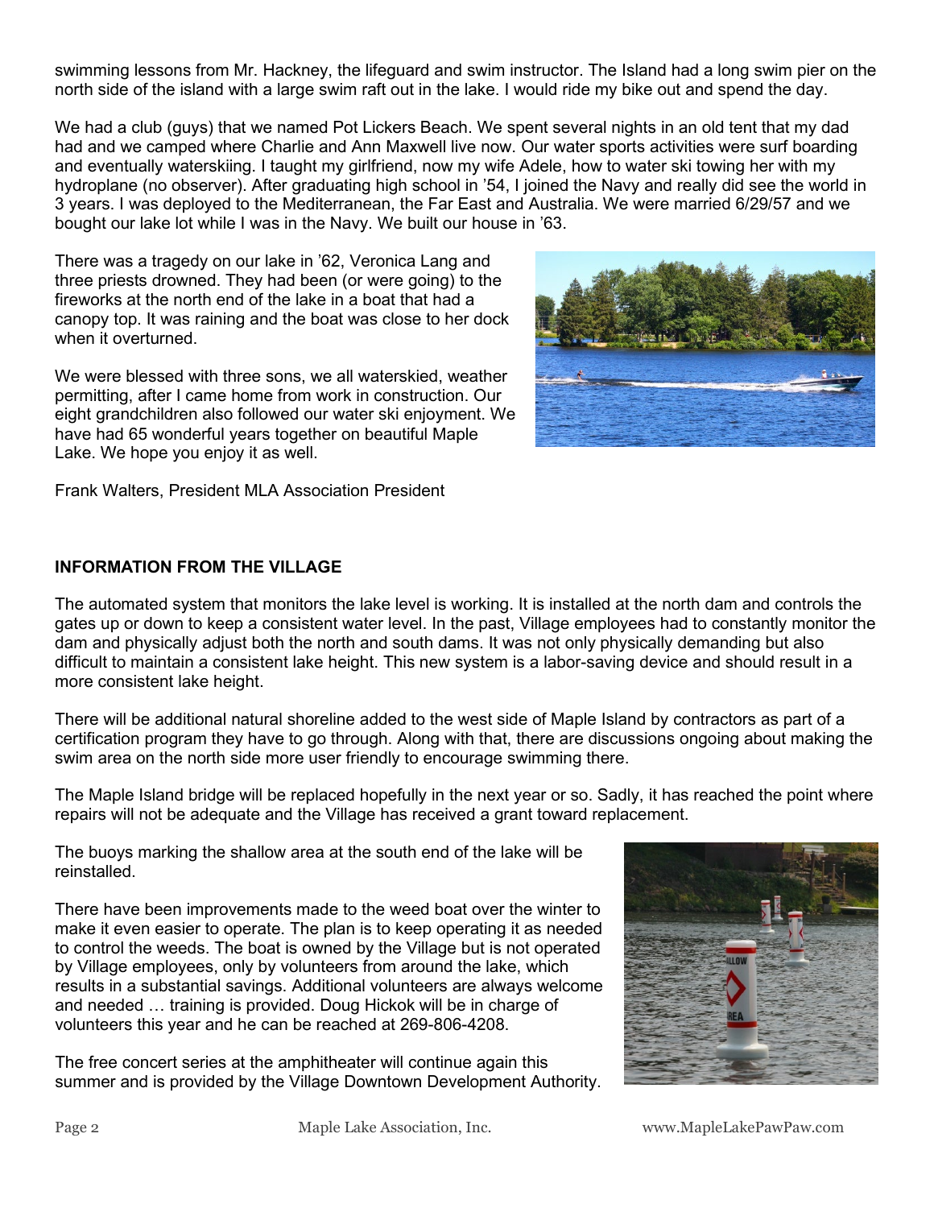swimming lessons from Mr. Hackney, the lifeguard and swim instructor. The Island had a long swim pier on the north side of the island with a large swim raft out in the lake. I would ride my bike out and spend the day.

We had a club (guys) that we named Pot Lickers Beach. We spent several nights in an old tent that my dad had and we camped where Charlie and Ann Maxwell live now. Our water sports activities were surf boarding and eventually waterskiing. I taught my girlfriend, now my wife Adele, how to water ski towing her with my hydroplane (no observer). After graduating high school in '54, I joined the Navy and really did see the world in 3 years. I was deployed to the Mediterranean, the Far East and Australia. We were married 6/29/57 and we bought our lake lot while I was in the Navy. We built our house in '63.

There was a tragedy on our lake in '62, Veronica Lang and three priests drowned. They had been (or were going) to the fireworks at the north end of the lake in a boat that had a canopy top. It was raining and the boat was close to her dock when it overturned.

We were blessed with three sons, we all waterskied, weather permitting, after I came home from work in construction. Our eight grandchildren also followed our water ski enjoyment. We have had 65 wonderful years together on beautiful Maple Lake. We hope you enjoy it as well.

Frank Walters, President MLA Association President

**INFORMATION FROM THE VILLAGE**

The automated system that monitors the lake level is working. It is installed at the north dam and controls the gates up or down to keep a consistent water level. In the past, Village employees had to constantly monitor the dam and physically adjust both the north and south dams. It was not only physically demanding but also difficult to maintain a consistent lake height. This new system is a labor-saving device and should result in a more consistent lake height.

There will be additional natural shoreline added to the west side of Maple Island by contractors as part of a certification program they have to go through. Along with that, there are discussions ongoing about making the swim area on the north side more user friendly to encourage swimming there.

The Maple Island bridge will be replaced hopefully in the next year or so. Sadly, it has reached the point where repairs will not be adequate and the Village has received a grant toward replacement.

The buoys marking the shallow area at the south end of the lake will be reinstalled.

There have been improvements made to the weed boat over the winter to make it even easier to operate. The plan is to keep operating it as needed to control the weeds. The boat is owned by the Village but is not operated by Village employees, only by volunteers from around the lake, which results in a substantial savings. Additional volunteers are always welcome and needed … training is provided. Doug Hickok will be in charge of volunteers this year and he can be reached at 269-806-4208.

The free concert series at the amphitheater will continue again this summer and is provided by the Village Downtown Development Authority.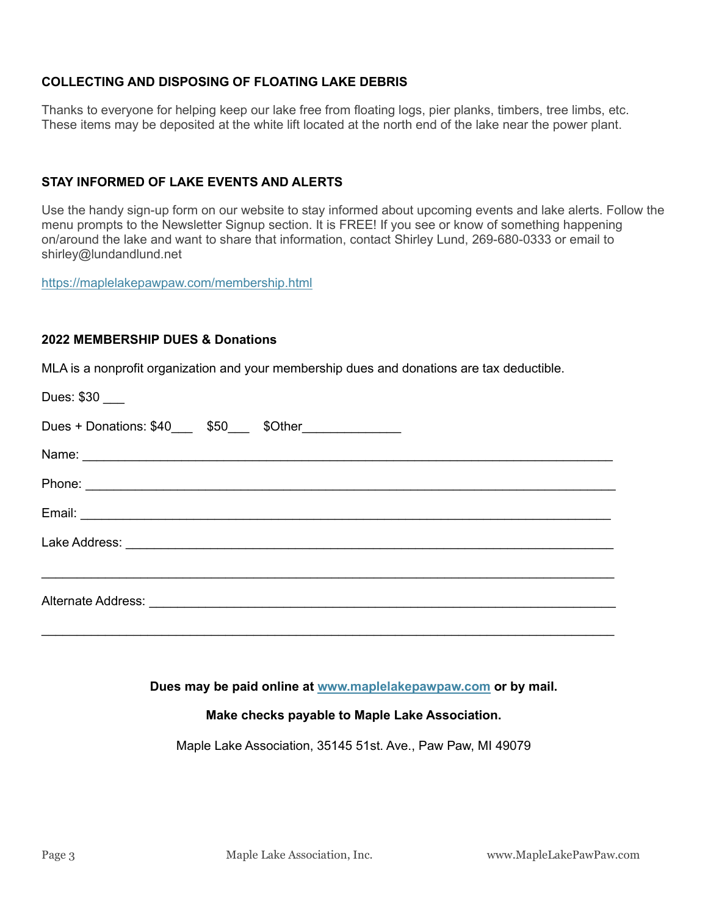### COLLECTING AND DISPOSING OF FLOATING LAKE DEBRIS

Thanks to everyone for helping keep our lake free from floating logs, pier planks, timbers, tree limbs, etc. These items may be deposited at the white lift located at the north end of the lake near the power plant.

### STAY INFORMED OF LAKE EVENTS AND ALERTS

Use the handy sign-up form on our website to stay informed about upcoming events and lake alerts. Follow the menu prompts to the Newsletter Signup section. It is FREE! If you see or know of something happening on/around the lake and want to share that information, contact Shirley Lund, 269-680-0333 or email to shirley@lundandlund.net

https://maplelakepawpaw.com/membership.html

### 2022 MEMBERSHIP DUES & Donations

MLA is a nonprofit organization and your membership dues and donations are tax deductible.

Dues: $30 ___

Dues + Donations: $40___ $50___ $Other______________

Name: ____________________________________________________________________________

Phone: ___________________________________________________________________________

Email: ____________________________________________________________________________

Lake Address: ______________________________________________________________________

_________________________________________________________________________________

Alternate Address: __________________________________________________________________

_________________________________________________________________________________

**Dues may be paid online at www.maplelakepawpaw.com or by mail.**

**Make checks payable to Maple Lake Association.**

Maple Lake Association, 35145 51st. Ave., Paw Paw, MI 49079